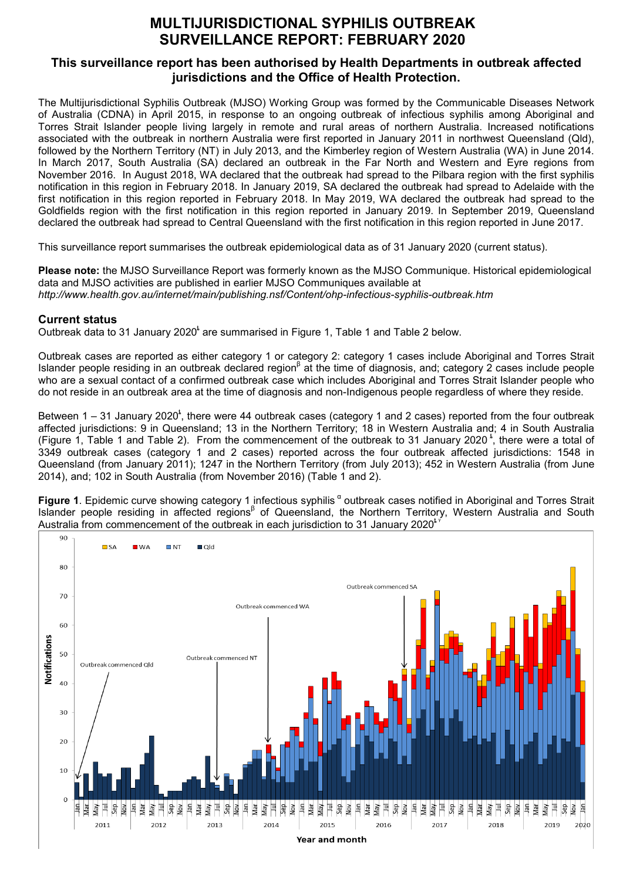# MULTIJURISDICTIONAL SYPHILIS OUTBREAK SURVEILLANCE REPORT: FEBRUARY 2020

## This surveillance report has been authorised by Health Departments in outbreak affected jurisdictions and the Office of Health Protection.

The Multijurisdictional Syphilis Outbreak (MJSO) Working Group was formed by the Communicable Diseases Network of Australia (CDNA) in April 2015, in response to an ongoing outbreak of infectious syphilis among Aboriginal and Torres Strait Islander people living largely in remote and rural areas of northern Australia. Increased notifications associated with the outbreak in northern Australia were first reported in January 2011 in northwest Queensland (Qld), followed by the Northern Territory (NT) in July 2013, and the Kimberley region of Western Australia (WA) in June 2014. In March 2017, South Australia (SA) declared an outbreak in the Far North and Western and Eyre regions from November 2016. In August 2018, WA declared that the outbreak had spread to the Pilbara region with the first syphilis notification in this region in February 2018. In January 2019, SA declared the outbreak had spread to Adelaide with the first notification in this region reported in February 2018. In May 2019, WA declared the outbreak had spread to the Goldfields region with the first notification in this region reported in January 2019. In September 2019, Queensland declared the outbreak had spread to Central Queensland with the first notification in this region reported in June 2017.

This surveillance report summarises the outbreak epidemiological data as of 31 January 2020 (current status).

**Please note:** the MJSO Surveillance Report was formerly known as the MJSO Communique. Historical epidemiological data and MJSO activities are published in earlier MJSO Communiques available at *http://www.health.gov.au/internet/main/publishing.nsf/Content/ohp-infectious-syphilis-outbreak.htm*

### Current status

Outbreak data to 31 January 2020[ŧ] are summarised in Figure 1, Table 1 and Table 2 below.

Outbreak cases are reported as either category 1 or category 2: category 1 cases include Aboriginal and Torres Strait Islander people residing in an outbreak declared region[β] at the time of diagnosis, and; category 2 cases include people who are a sexual contact of a confirmed outbreak case which includes Aboriginal and Torres Strait Islander people who do not reside in an outbreak area at the time of diagnosis and non-Indigenous people regardless of where they reside.

Between 1 – 31 January 2020[ŧ], there were 44 outbreak cases (category 1 and 2 cases) reported from the four outbreak affected jurisdictions: 9 in Queensland; 13 in the Northern Territory; 18 in Western Australia and; 4 in South Australia (Figure 1, Table 1 and Table 2). From the commencement of the outbreak to 31 January 2020[ŧ], there were a total of 3349 outbreak cases (category 1 and 2 cases) reported across the four outbreak affected jurisdictions: 1548 in Queensland (from January 2011); 1247 in the Northern Territory (from July 2013); 452 in Western Australia (from June 2014), and; 102 in South Australia (from November 2016) (Table 1 and 2).

**Figure 1**. Epidemic curve showing category 1 infectious syphilis [α] outbreak cases notified in Aboriginal and Torres Strait Islander people residing in affected regions[β] of Queensland, the Northern Territory, Western Australia and South Australia from commencement of the outbreak in each jurisdiction to 31 January 2020[ŧ γ]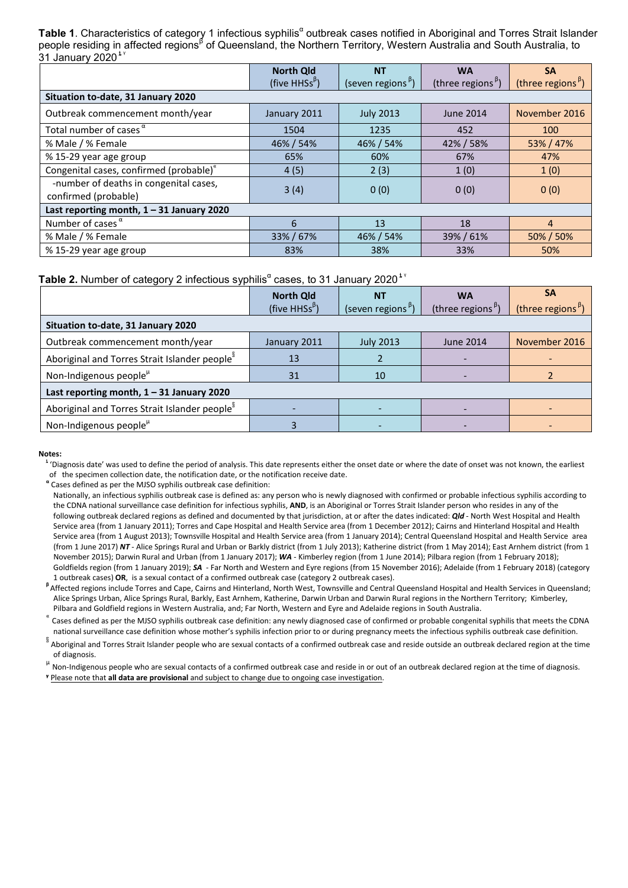**Table 1**. Characteristics of category 1 infectious syphilis[α] outbreak cases notified in Aboriginal and Torres Strait Islander people residing in affected regions[β] of Queensland, the Northern Territory, Western Australia and South Australia, to 31 January 2020[£ γ]

| | **North Qld** (five HHSs[β]) | **NT** (seven regions[β]) | **WA** (three regions[β]) | **SA** (three regions[β]) |
|---|---|---|---|---|
| **Situation to-date, 31 January 2020** | | | | |
| Outbreak commencement month/year | January 2011 | July 2013 | June 2014 | November 2016 |
| Total number of cases[α] | 1504 | 1235 | 452 | 100 |
| % Male / % Female | 46% / 54% | 46% / 54% | 42% / 58% | 53% / 47% |
| % 15-29 year age group | 65% | 60% | 67% | 47% |
| Congenital cases, confirmed (probable)[«] | 4 (5) | 2 (3) | 1 (0) | 1 (0) |
| -number of deaths in congenital cases, confirmed (probable) | 3 (4) | 0 (0) | 0 (0) | 0 (0) |
| **Last reporting month, 1 – 31 January 2020** | | | | |
| Number of cases[α] | 6 | 13 | 18 | 4 |
| % Male / % Female | 33% / 67% | 46% / 54% | 39% / 61% | 50% / 50% |
| % 15-29 year age group | 83% | 38% | 33% | 50% |

**Table 2.** Number of category 2 infectious syphilis[α] cases, to 31 January 2020[£ γ]

| | **North Qld** (five HHSs[β]) | **NT** (seven regions[β]) | **WA** (three regions[β]) | **SA** (three regions[β]) |
|---|---|---|---|---|
| **Situation to-date, 31 January 2020** | | | | |
| Outbreak commencement month/year | January 2011 | July 2013 | June 2014 | November 2016 |
| Aboriginal and Torres Strait Islander people[§] | 13 | 2 | - | - |
| Non-Indigenous people[µ] | 31 | 10 | - | 2 |
| **Last reporting month, 1 – 31 January 2020** | | | | |
| Aboriginal and Torres Strait Islander people[§] | - | - | - | - |
| Non-Indigenous people[µ] | 3 | - | - | - |

**Notes:**

[£] 'Diagnosis date' was used to define the period of analysis. This date represents either the onset date or where the date of onset was not known, the earliest of the specimen collection date, the notification date, or the notification receive date.

[α] Cases defined as per the MJSO syphilis outbreak case definition:
Nationally, an infectious syphilis outbreak case is defined as: any person who is newly diagnosed with confirmed or probable infectious syphilis according to the CDNA national surveillance case definition for infectious syphilis, **AND**, is an Aboriginal or Torres Strait Islander person who resides in any of the following outbreak declared regions as defined and documented by that jurisdiction, at or after the dates indicated: ***Qld*** - North West Hospital and Health Service area (from 1 January 2011); Torres and Cape Hospital and Health Service area (from 1 December 2012); Cairns and Hinterland Hospital and Health Service area (from 1 August 2013); Townsville Hospital and Health Service area (from 1 January 2014); Central Queensland Hospital and Health Service area (from 1 June 2017) ***NT*** - Alice Springs Rural and Urban or Barkly district (from 1 July 2013); Katherine district (from 1 May 2014); East Arnhem district (from 1 November 2015); Darwin Rural and Urban (from 1 January 2017); ***WA*** - Kimberley region (from 1 June 2014); Pilbara region (from 1 February 2018); Goldfields region (from 1 January 2019); ***SA*** - Far North and Western and Eyre regions (from 15 November 2016); Adelaide (from 1 February 2018) (category 1 outbreak cases) **OR**, is a sexual contact of a confirmed outbreak case (category 2 outbreak cases).

[β] Affected regions include Torres and Cape, Cairns and Hinterland, North West, Townsville and Central Queensland Hospital and Health Services in Queensland; Alice Springs Urban, Alice Springs Rural, Barkly, East Arnhem, Katherine, Darwin Urban and Darwin Rural regions in the Northern Territory; Kimberley, Pilbara and Goldfield regions in Western Australia, and; Far North, Western and Eyre and Adelaide regions in South Australia.

[«] Cases defined as per the MJSO syphilis outbreak case definition: any newly diagnosed case of confirmed or probable congenital syphilis that meets the CDNA national surveillance case definition whose mother's syphilis infection prior to or during pregnancy meets the infectious syphilis outbreak case definition.

[§] Aboriginal and Torres Strait Islander people who are sexual contacts of a confirmed outbreak case and reside outside an outbreak declared region at the time of diagnosis.

[µ] Non-Indigenous people who are sexual contacts of a confirmed outbreak case and reside in or out of an outbreak declared region at the time of diagnosis.

[γ] Please note that **all data are provisional** and subject to change due to ongoing case investigation.